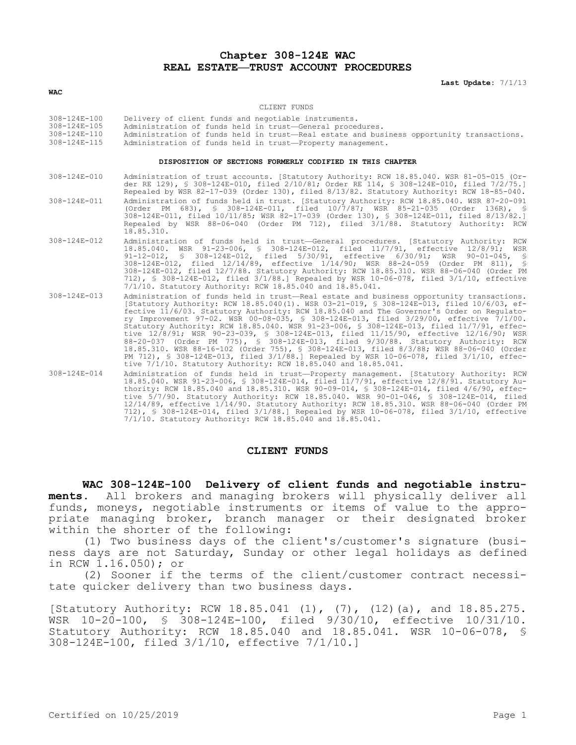# Chapter 308-124E WAC
# REAL ESTATE—TRUST ACCOUNT PROCEDURES

**Last Update:** 7/1/13

**WAC**

CLIENT FUNDS

| | |
|---|---|
| 308-124E-100 | Delivery of client funds and negotiable instruments. |
| 308-124E-105 | Administration of funds held in trust—General procedures. |
| 308-124E-110 | Administration of funds held in trust—Real estate and business opportunity transactions. |
| 308-124E-115 | Administration of funds held in trust—Property management. |

**DISPOSITION OF SECTIONS FORMERLY CODIFIED IN THIS CHAPTER**

| | |
|---|---|
| 308-124E-010 | Administration of trust accounts. [Statutory Authority: RCW 18.85.040. WSR 81-05-015 (Order RE 129), § 308-124E-010, filed 2/10/81; Order RE 114, § 308-124E-010, filed 7/2/75.] Repealed by WSR 82-17-039 (Order 130), filed 8/13/82. Statutory Authority: RCW 18-85-040. |
| 308-124E-011 | Administration of funds held in trust. [Statutory Authority: RCW 18.85.040. WSR 87-20-091 (Order PM 683), § 308-124E-011, filed 10/7/87; WSR 85-21-035 (Order 136R), § 308-124E-011, filed 10/11/85; WSR 82-17-039 (Order 130), § 308-124E-011, filed 8/13/82.] Repealed by WSR 88-06-040 (Order PM 712), filed 3/1/88. Statutory Authority: RCW 18.85.310. |
| 308-124E-012 | Administration of funds held in trust—General procedures. [Statutory Authority: RCW 18.85.040. WSR 91-23-006, § 308-124E-012, filed 11/7/91, effective 12/8/91; WSR 91-12-012, § 308-124E-012, filed 5/30/91, effective 6/30/91; WSR 90-01-045, § 308-124E-012, filed 12/14/89, effective 1/14/90; WSR 88-24-059 (Order PM 811), § 308-124E-012, filed 12/7/88. Statutory Authority: RCW 18.85.310. WSR 88-06-040 (Order PM 712), § 308-124E-012, filed 3/1/88.] Repealed by WSR 10-06-078, filed 3/1/10, effective 7/1/10. Statutory Authority: RCW 18.85.040 and 18.85.041. |
| 308-124E-013 | Administration of funds held in trust—Real estate and business opportunity transactions. [Statutory Authority: RCW 18.85.040(1). WSR 03-21-019, § 308-124E-013, filed 10/6/03, effective 11/6/03. Statutory Authority: RCW 18.85.040 and The Governor's Order on Regulatory Improvement 97-02. WSR 00-08-035, § 308-124E-013, filed 3/29/00, effective 7/1/00. Statutory Authority: RCW 18.85.040. WSR 91-23-006, § 308-124E-013, filed 11/7/91, effective 12/8/91; WSR 90-23-039, § 308-124E-013, filed 11/15/90, effective 12/16/90; WSR 88-20-037 (Order PM 775), § 308-124E-013, filed 9/30/88. Statutory Authority: RCW 18.85.310. WSR 88-16-102 (Order 755), § 308-124E-013, filed 8/3/88; WSR 88-06-040 (Order PM 712), § 308-124E-013, filed 3/1/88.] Repealed by WSR 10-06-078, filed 3/1/10, effective 7/1/10. Statutory Authority: RCW 18.85.040 and 18.85.041. |
| 308-124E-014 | Administration of funds held in trust—Property management. [Statutory Authority: RCW 18.85.040. WSR 91-23-006, § 308-124E-014, filed 11/7/91, effective 12/8/91. Statutory Authority: RCW 18.85.040 and 18.85.310. WSR 90-09-014, § 308-124E-014, filed 4/6/90, effective 5/7/90. Statutory Authority: RCW 18.85.040. WSR 90-01-046, § 308-124E-014, filed 12/14/89, effective 1/14/90. Statutory Authority: RCW 18.85.310. WSR 88-06-040 (Order PM 712), § 308-124E-014, filed 3/1/88.] Repealed by WSR 10-06-078, filed 3/1/10, effective 7/1/10. Statutory Authority: RCW 18.85.040 and 18.85.041. |

## CLIENT FUNDS

**WAC 308-124E-100 Delivery of client funds and negotiable instruments.** All brokers and managing brokers will physically deliver all funds, moneys, negotiable instruments or items of value to the appropriate managing broker, branch manager or their designated broker within the shorter of the following:

(1) Two business days of the client's/customer's signature (business days are not Saturday, Sunday or other legal holidays as defined in RCW 1.16.050); or

(2) Sooner if the terms of the client/customer contract necessitate quicker delivery than two business days.

[Statutory Authority: RCW 18.85.041 (1), (7), (12)(a), and 18.85.275. WSR 10-20-100, § 308-124E-100, filed 9/30/10, effective 10/31/10. Statutory Authority: RCW 18.85.040 and 18.85.041. WSR 10-06-078, § 308-124E-100, filed 3/1/10, effective 7/1/10.]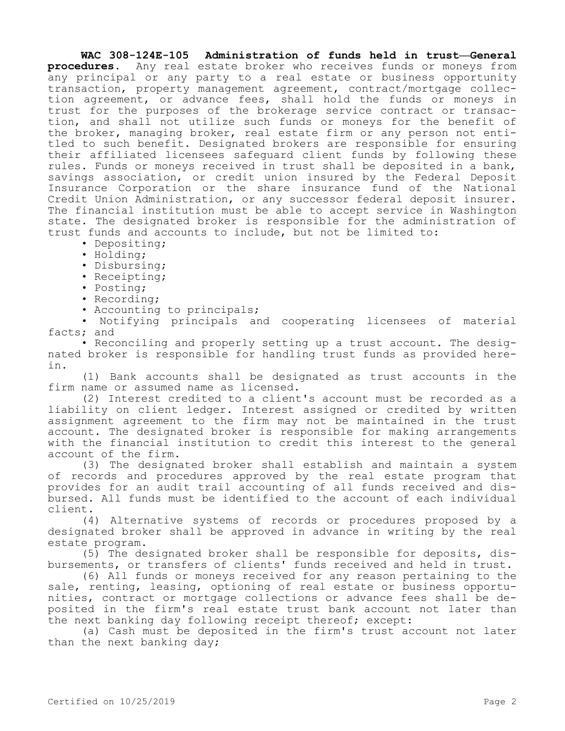**WAC 308-124E-105 Administration of funds held in trust—General procedures.** Any real estate broker who receives funds or moneys from any principal or any party to a real estate or business opportunity transaction, property management agreement, contract/mortgage collection agreement, or advance fees, shall hold the funds or moneys in trust for the purposes of the brokerage service contract or transaction, and shall not utilize such funds or moneys for the benefit of the broker, managing broker, real estate firm or any person not entitled to such benefit. Designated brokers are responsible for ensuring their affiliated licensees safeguard client funds by following these rules. Funds or moneys received in trust shall be deposited in a bank, savings association, or credit union insured by the Federal Deposit Insurance Corporation or the share insurance fund of the National Credit Union Administration, or any successor federal deposit insurer. The financial institution must be able to accept service in Washington state. The designated broker is responsible for the administration of trust funds and accounts to include, but not be limited to:

- Depositing;
- Holding;
- Disbursing;
- Receipting;
- Posting;
- Recording;
- Accounting to principals;
- Notifying principals and cooperating licensees of material facts; and
- Reconciling and properly setting up a trust account. The designated broker is responsible for handling trust funds as provided herein.

(1) Bank accounts shall be designated as trust accounts in the firm name or assumed name as licensed.

(2) Interest credited to a client's account must be recorded as a liability on client ledger. Interest assigned or credited by written assignment agreement to the firm may not be maintained in the trust account. The designated broker is responsible for making arrangements with the financial institution to credit this interest to the general account of the firm.

(3) The designated broker shall establish and maintain a system of records and procedures approved by the real estate program that provides for an audit trail accounting of all funds received and disbursed. All funds must be identified to the account of each individual client.

(4) Alternative systems of records or procedures proposed by a designated broker shall be approved in advance in writing by the real estate program.

(5) The designated broker shall be responsible for deposits, disbursements, or transfers of clients' funds received and held in trust.

(6) All funds or moneys received for any reason pertaining to the sale, renting, leasing, optioning of real estate or business opportunities, contract or mortgage collections or advance fees shall be deposited in the firm's real estate trust bank account not later than the next banking day following receipt thereof; except:

(a) Cash must be deposited in the firm's trust account not later than the next banking day;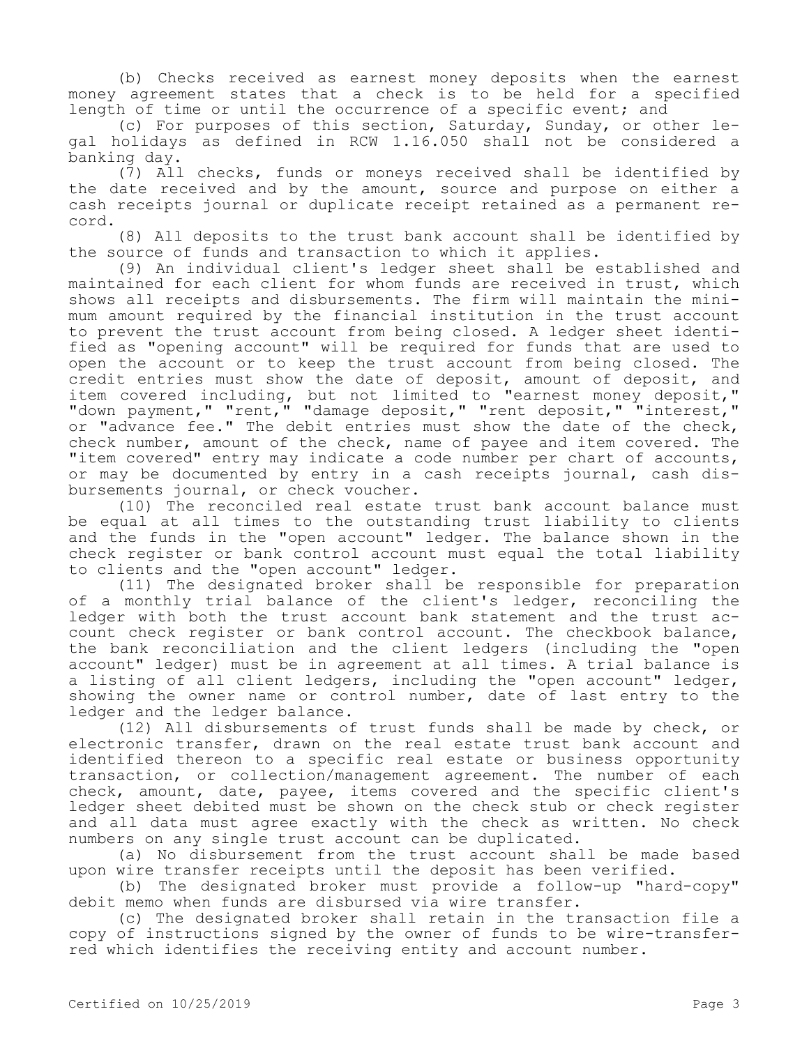(b) Checks received as earnest money deposits when the earnest money agreement states that a check is to be held for a specified length of time or until the occurrence of a specific event; and

(c) For purposes of this section, Saturday, Sunday, or other legal holidays as defined in RCW 1.16.050 shall not be considered a banking day.

(7) All checks, funds or moneys received shall be identified by the date received and by the amount, source and purpose on either a cash receipts journal or duplicate receipt retained as a permanent record.

(8) All deposits to the trust bank account shall be identified by the source of funds and transaction to which it applies.

(9) An individual client's ledger sheet shall be established and maintained for each client for whom funds are received in trust, which shows all receipts and disbursements. The firm will maintain the minimum amount required by the financial institution in the trust account to prevent the trust account from being closed. A ledger sheet identified as "opening account" will be required for funds that are used to open the account or to keep the trust account from being closed. The credit entries must show the date of deposit, amount of deposit, and item covered including, but not limited to "earnest money deposit," "down payment," "rent," "damage deposit," "rent deposit," "interest," or "advance fee." The debit entries must show the date of the check, check number, amount of the check, name of payee and item covered. The "item covered" entry may indicate a code number per chart of accounts, or may be documented by entry in a cash receipts journal, cash disbursements journal, or check voucher.

(10) The reconciled real estate trust bank account balance must be equal at all times to the outstanding trust liability to clients and the funds in the "open account" ledger. The balance shown in the check register or bank control account must equal the total liability to clients and the "open account" ledger.

(11) The designated broker shall be responsible for preparation of a monthly trial balance of the client's ledger, reconciling the ledger with both the trust account bank statement and the trust account check register or bank control account. The checkbook balance, the bank reconciliation and the client ledgers (including the "open account" ledger) must be in agreement at all times. A trial balance is a listing of all client ledgers, including the "open account" ledger, showing the owner name or control number, date of last entry to the ledger and the ledger balance.

(12) All disbursements of trust funds shall be made by check, or electronic transfer, drawn on the real estate trust bank account and identified thereon to a specific real estate or business opportunity transaction, or collection/management agreement. The number of each check, amount, date, payee, items covered and the specific client's ledger sheet debited must be shown on the check stub or check register and all data must agree exactly with the check as written. No check numbers on any single trust account can be duplicated.

(a) No disbursement from the trust account shall be made based upon wire transfer receipts until the deposit has been verified.

(b) The designated broker must provide a follow-up "hard-copy" debit memo when funds are disbursed via wire transfer.

(c) The designated broker shall retain in the transaction file a copy of instructions signed by the owner of funds to be wire-transferred which identifies the receiving entity and account number.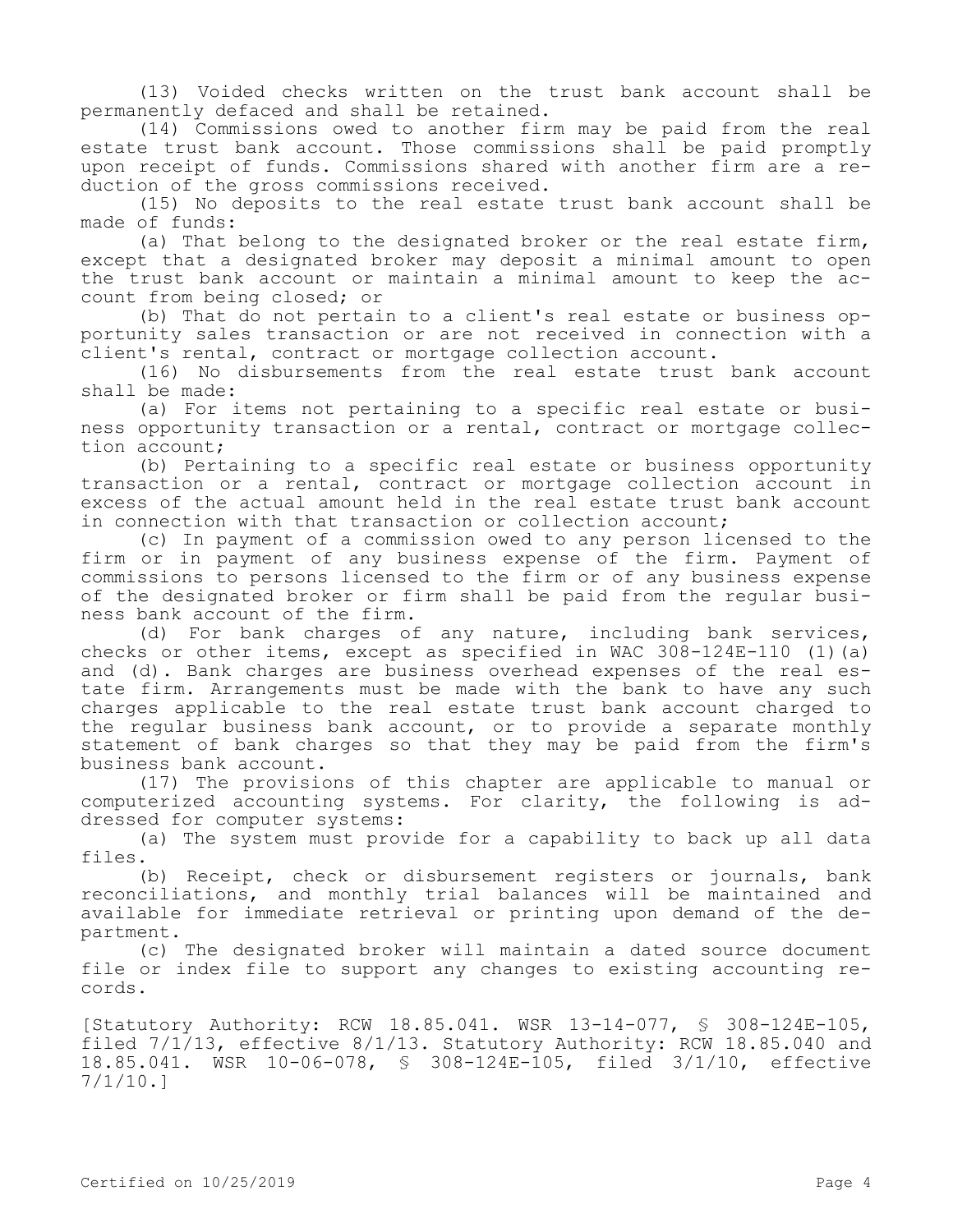(13) Voided checks written on the trust bank account shall be permanently defaced and shall be retained.

(14) Commissions owed to another firm may be paid from the real estate trust bank account. Those commissions shall be paid promptly upon receipt of funds. Commissions shared with another firm are a reduction of the gross commissions received.

(15) No deposits to the real estate trust bank account shall be made of funds:

(a) That belong to the designated broker or the real estate firm, except that a designated broker may deposit a minimal amount to open the trust bank account or maintain a minimal amount to keep the account from being closed; or

(b) That do not pertain to a client's real estate or business opportunity sales transaction or are not received in connection with a client's rental, contract or mortgage collection account.

(16) No disbursements from the real estate trust bank account shall be made:

(a) For items not pertaining to a specific real estate or business opportunity transaction or a rental, contract or mortgage collection account;

(b) Pertaining to a specific real estate or business opportunity transaction or a rental, contract or mortgage collection account in excess of the actual amount held in the real estate trust bank account in connection with that transaction or collection account;

(c) In payment of a commission owed to any person licensed to the firm or in payment of any business expense of the firm. Payment of commissions to persons licensed to the firm or of any business expense of the designated broker or firm shall be paid from the regular business bank account of the firm.

(d) For bank charges of any nature, including bank services, checks or other items, except as specified in WAC 308-124E-110 (1)(a) and (d). Bank charges are business overhead expenses of the real estate firm. Arrangements must be made with the bank to have any such charges applicable to the real estate trust bank account charged to the regular business bank account, or to provide a separate monthly statement of bank charges so that they may be paid from the firm's business bank account.

(17) The provisions of this chapter are applicable to manual or computerized accounting systems. For clarity, the following is addressed for computer systems:

(a) The system must provide for a capability to back up all data files.

(b) Receipt, check or disbursement registers or journals, bank reconciliations, and monthly trial balances will be maintained and available for immediate retrieval or printing upon demand of the department.

(c) The designated broker will maintain a dated source document file or index file to support any changes to existing accounting records.

[Statutory Authority: RCW 18.85.041. WSR 13-14-077, § 308-124E-105, filed 7/1/13, effective 8/1/13. Statutory Authority: RCW 18.85.040 and 18.85.041. WSR 10-06-078, § 308-124E-105, filed 3/1/10, effective 7/1/10.]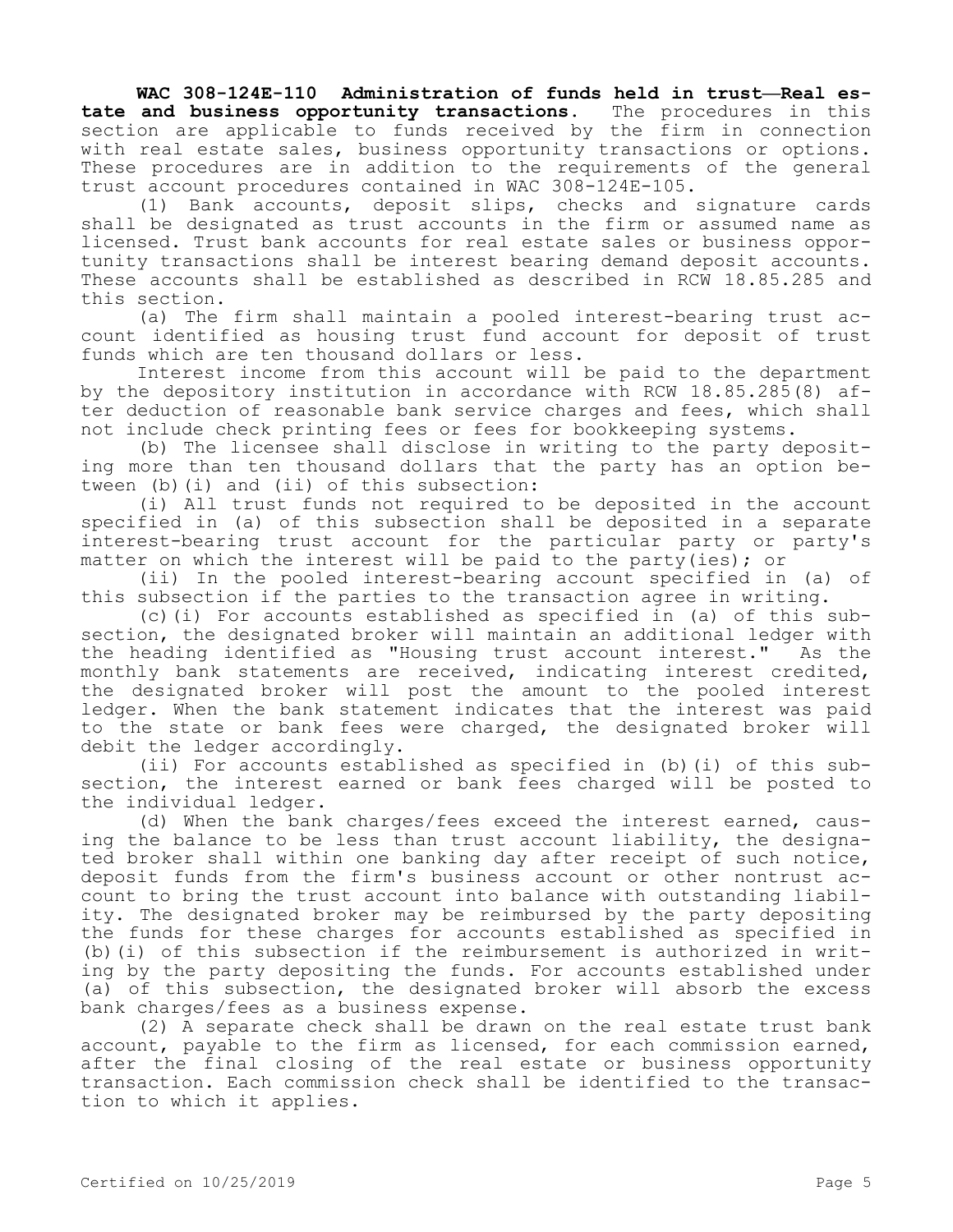**WAC 308-124E-110 Administration of funds held in trust—Real estate and business opportunity transactions.** The procedures in this section are applicable to funds received by the firm in connection with real estate sales, business opportunity transactions or options. These procedures are in addition to the requirements of the general trust account procedures contained in WAC 308-124E-105.

(1) Bank accounts, deposit slips, checks and signature cards shall be designated as trust accounts in the firm or assumed name as licensed. Trust bank accounts for real estate sales or business opportunity transactions shall be interest bearing demand deposit accounts. These accounts shall be established as described in RCW 18.85.285 and this section.

(a) The firm shall maintain a pooled interest-bearing trust account identified as housing trust fund account for deposit of trust funds which are ten thousand dollars or less.

Interest income from this account will be paid to the department by the depository institution in accordance with RCW 18.85.285(8) after deduction of reasonable bank service charges and fees, which shall not include check printing fees or fees for bookkeeping systems.

(b) The licensee shall disclose in writing to the party depositing more than ten thousand dollars that the party has an option between (b)(i) and (ii) of this subsection:

(i) All trust funds not required to be deposited in the account specified in (a) of this subsection shall be deposited in a separate interest-bearing trust account for the particular party or party's matter on which the interest will be paid to the party(ies); or

(ii) In the pooled interest-bearing account specified in (a) of this subsection if the parties to the transaction agree in writing.

(c)(i) For accounts established as specified in (a) of this subsection, the designated broker will maintain an additional ledger with the heading identified as "Housing trust account interest." As the monthly bank statements are received, indicating interest credited, the designated broker will post the amount to the pooled interest ledger. When the bank statement indicates that the interest was paid to the state or bank fees were charged, the designated broker will debit the ledger accordingly.

(ii) For accounts established as specified in (b)(i) of this subsection, the interest earned or bank fees charged will be posted to the individual ledger.

(d) When the bank charges/fees exceed the interest earned, causing the balance to be less than trust account liability, the designated broker shall within one banking day after receipt of such notice, deposit funds from the firm's business account or other nontrust account to bring the trust account into balance with outstanding liability. The designated broker may be reimbursed by the party depositing the funds for these charges for accounts established as specified in (b)(i) of this subsection if the reimbursement is authorized in writing by the party depositing the funds. For accounts established under (a) of this subsection, the designated broker will absorb the excess bank charges/fees as a business expense.

(2) A separate check shall be drawn on the real estate trust bank account, payable to the firm as licensed, for each commission earned, after the final closing of the real estate or business opportunity transaction. Each commission check shall be identified to the transaction to which it applies.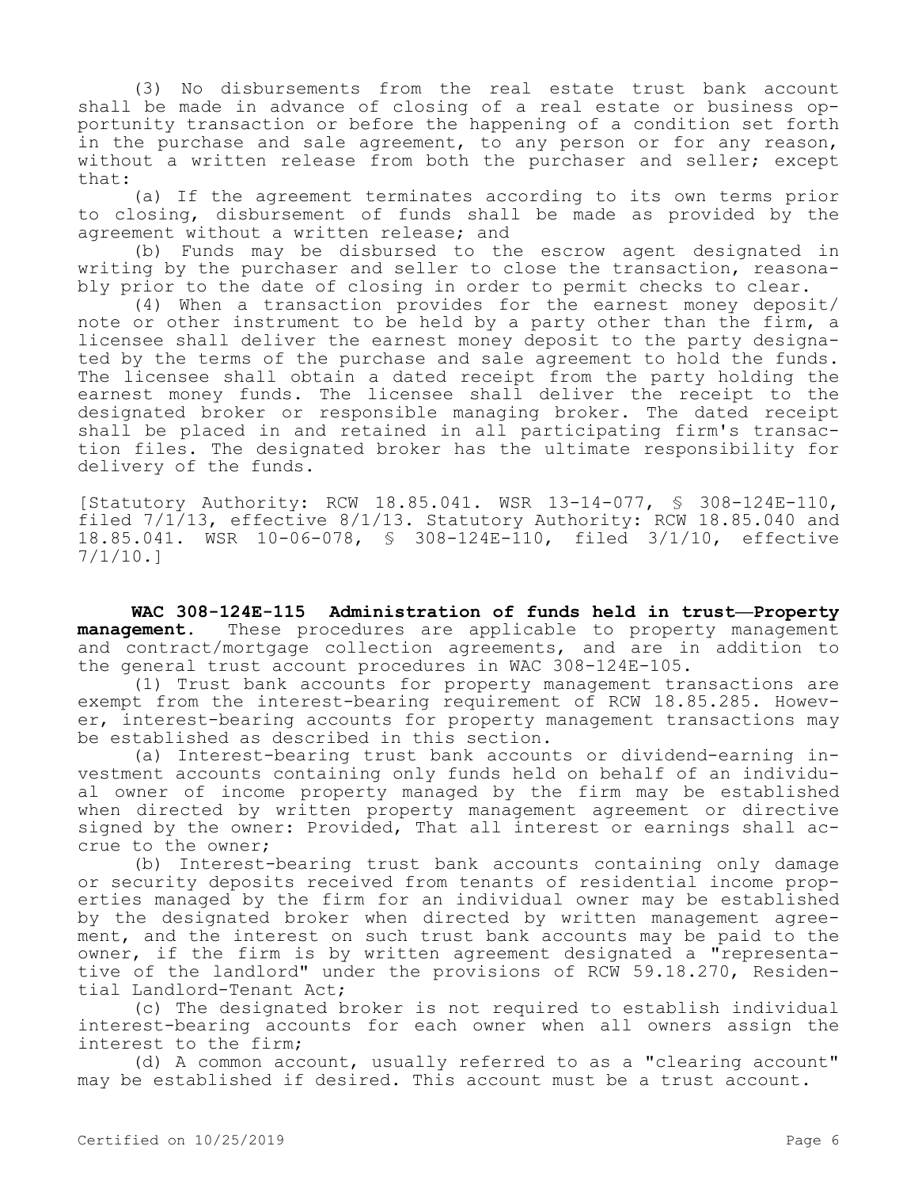(3) No disbursements from the real estate trust bank account shall be made in advance of closing of a real estate or business opportunity transaction or before the happening of a condition set forth in the purchase and sale agreement, to any person or for any reason, without a written release from both the purchaser and seller; except that:

(a) If the agreement terminates according to its own terms prior to closing, disbursement of funds shall be made as provided by the agreement without a written release; and

(b) Funds may be disbursed to the escrow agent designated in writing by the purchaser and seller to close the transaction, reasonably prior to the date of closing in order to permit checks to clear.

(4) When a transaction provides for the earnest money deposit/note or other instrument to be held by a party other than the firm, a licensee shall deliver the earnest money deposit to the party designated by the terms of the purchase and sale agreement to hold the funds. The licensee shall obtain a dated receipt from the party holding the earnest money funds. The licensee shall deliver the receipt to the designated broker or responsible managing broker. The dated receipt shall be placed in and retained in all participating firm's transaction files. The designated broker has the ultimate responsibility for delivery of the funds.

[Statutory Authority: RCW 18.85.041. WSR 13-14-077, § 308-124E-110, filed 7/1/13, effective 8/1/13. Statutory Authority: RCW 18.85.040 and 18.85.041. WSR 10-06-078, § 308-124E-110, filed 3/1/10, effective 7/1/10.]

**WAC 308-124E-115 Administration of funds held in trust—Property management.** These procedures are applicable to property management and contract/mortgage collection agreements, and are in addition to the general trust account procedures in WAC 308-124E-105.

(1) Trust bank accounts for property management transactions are exempt from the interest-bearing requirement of RCW 18.85.285. However, interest-bearing accounts for property management transactions may be established as described in this section.

(a) Interest-bearing trust bank accounts or dividend-earning investment accounts containing only funds held on behalf of an individual owner of income property managed by the firm may be established when directed by written property management agreement or directive signed by the owner: Provided, That all interest or earnings shall accrue to the owner;

(b) Interest-bearing trust bank accounts containing only damage or security deposits received from tenants of residential income properties managed by the firm for an individual owner may be established by the designated broker when directed by written management agreement, and the interest on such trust bank accounts may be paid to the owner, if the firm is by written agreement designated a "representative of the landlord" under the provisions of RCW 59.18.270, Residential Landlord-Tenant Act;

(c) The designated broker is not required to establish individual interest-bearing accounts for each owner when all owners assign the interest to the firm;

(d) A common account, usually referred to as a "clearing account" may be established if desired. This account must be a trust account.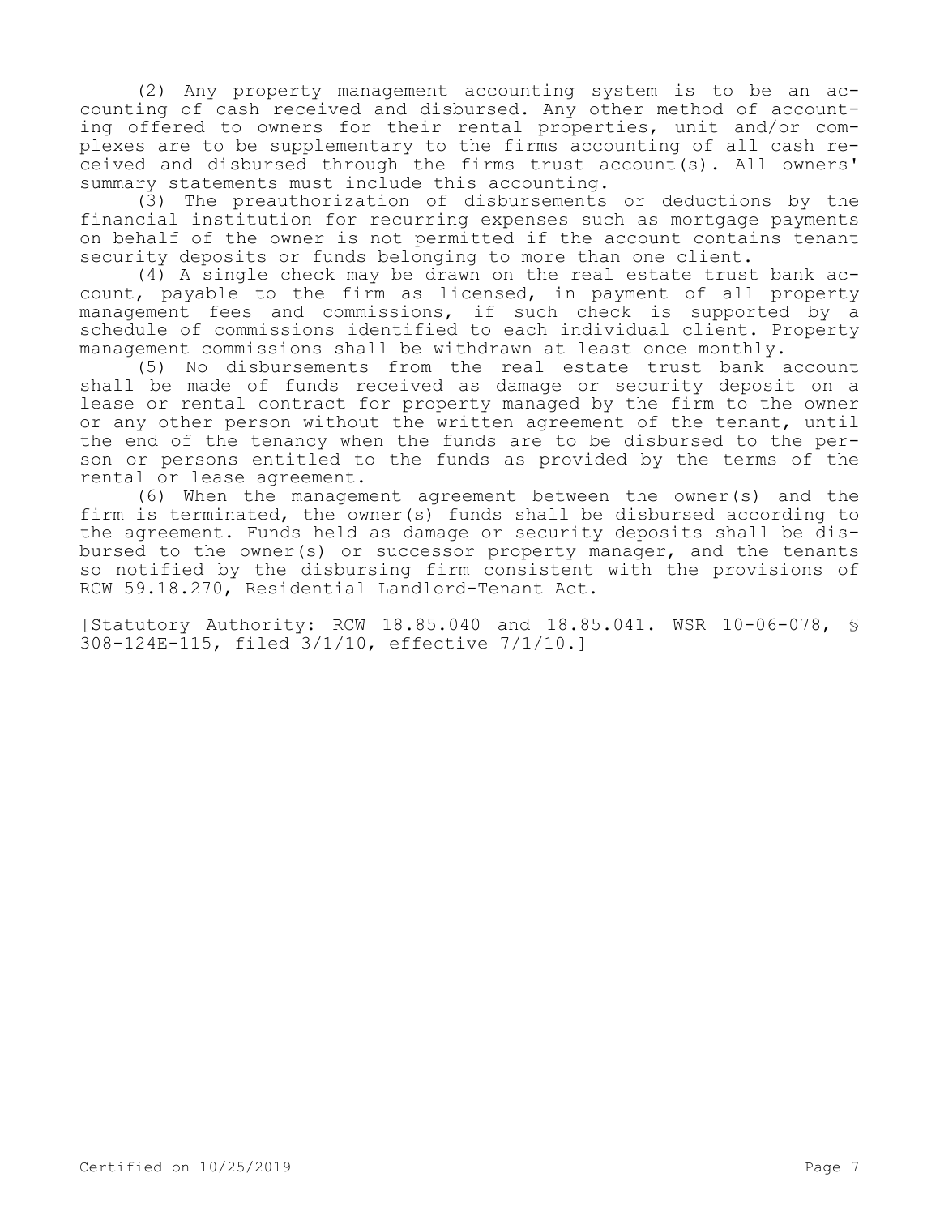(2) Any property management accounting system is to be an accounting of cash received and disbursed. Any other method of accounting offered to owners for their rental properties, unit and/or complexes are to be supplementary to the firms accounting of all cash received and disbursed through the firms trust account(s). All owners' summary statements must include this accounting.

(3) The preauthorization of disbursements or deductions by the financial institution for recurring expenses such as mortgage payments on behalf of the owner is not permitted if the account contains tenant security deposits or funds belonging to more than one client.

(4) A single check may be drawn on the real estate trust bank account, payable to the firm as licensed, in payment of all property management fees and commissions, if such check is supported by a schedule of commissions identified to each individual client. Property management commissions shall be withdrawn at least once monthly.

(5) No disbursements from the real estate trust bank account shall be made of funds received as damage or security deposit on a lease or rental contract for property managed by the firm to the owner or any other person without the written agreement of the tenant, until the end of the tenancy when the funds are to be disbursed to the person or persons entitled to the funds as provided by the terms of the rental or lease agreement.

(6) When the management agreement between the owner(s) and the firm is terminated, the owner(s) funds shall be disbursed according to the agreement. Funds held as damage or security deposits shall be disbursed to the owner(s) or successor property manager, and the tenants so notified by the disbursing firm consistent with the provisions of RCW 59.18.270, Residential Landlord-Tenant Act.

[Statutory Authority: RCW 18.85.040 and 18.85.041. WSR 10-06-078, § 308-124E-115, filed 3/1/10, effective 7/1/10.]